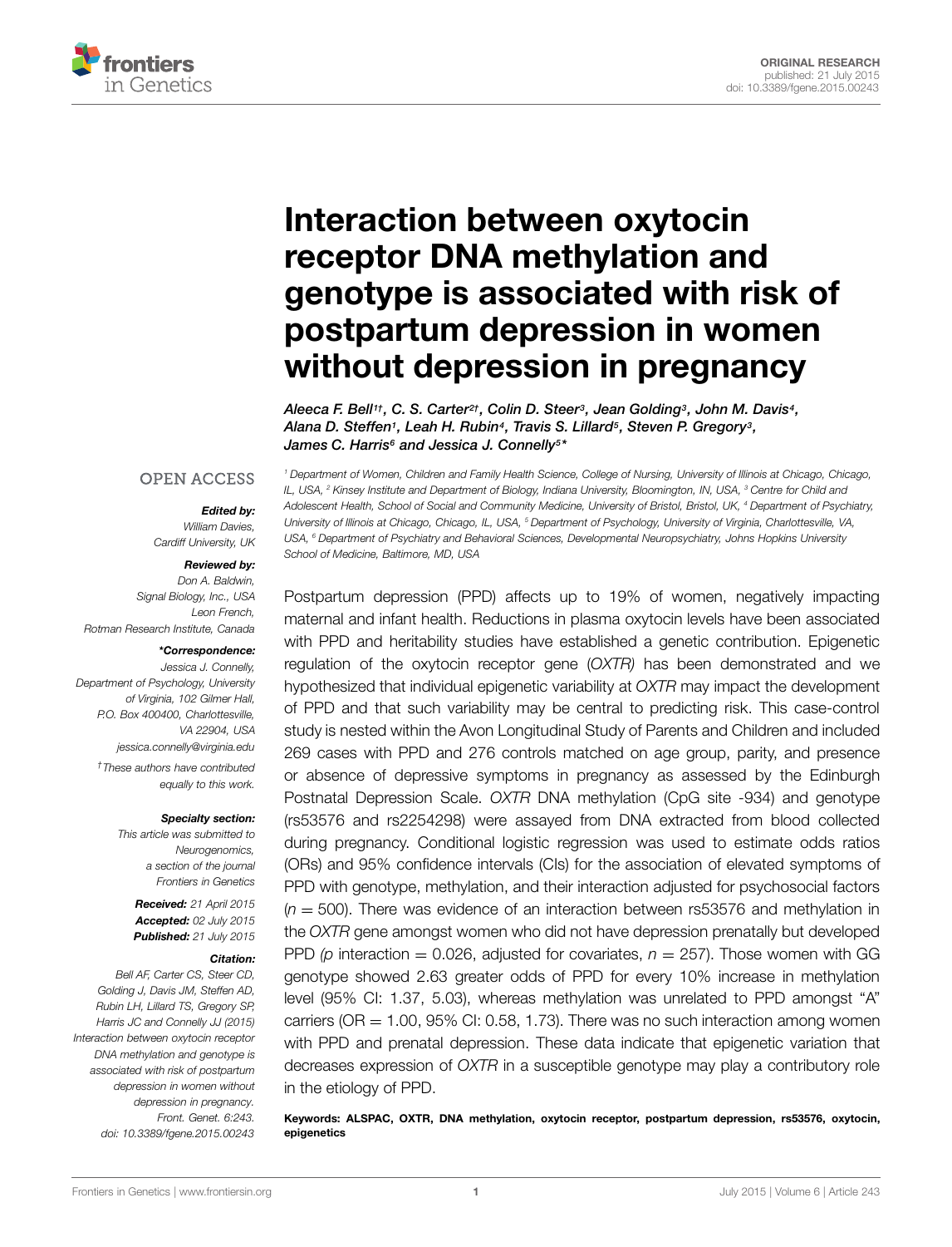ORIGINAL RESEARCH
published: 21 July 2015
doi: 10.3389/fgene.2015.00243

# Interaction between oxytocin receptor DNA methylation and genotype is associated with risk of postpartum depression in women without depression in pregnancy

*Aleeca F. Bell[1†], C. S. Carter[2†], Colin D. Steer[3], Jean Golding[3], John M. Davis[4], Alana D. Steffen[1], Leah H. Rubin[4], Travis S. Lillard[5], Steven P. Gregory[3], James C. Harris[6] and Jessica J. Connelly[5]**

[1] Department of Women, Children and Family Health Science, College of Nursing, University of Illinois at Chicago, Chicago, IL, USA, [2] Kinsey Institute and Department of Biology, Indiana University, Bloomington, IN, USA, [3] Centre for Child and Adolescent Health, School of Social and Community Medicine, University of Bristol, Bristol, UK, [4] Department of Psychiatry, University of Illinois at Chicago, Chicago, IL, USA, [5] Department of Psychology, University of Virginia, Charlottesville, VA, USA, [6] Department of Psychiatry and Behavioral Sciences, Developmental Neuropsychiatry, Johns Hopkins University School of Medicine, Baltimore, MD, USA

OPEN ACCESS

**Edited by:**
William Davies,
Cardiff University, UK

**Reviewed by:**
Don A. Baldwin,
Signal Biology, Inc., USA
Leon French,
Rotman Research Institute, Canada

***Correspondence:**
Jessica J. Connelly,
Department of Psychology, University of Virginia, 102 Gilmer Hall, P.O. Box 400400, Charlottesville, VA 22904, USA
jessica.connelly@virginia.edu

†These authors have contributed equally to this work.

**Specialty section:**
This article was submitted to Neurogenomics, a section of the journal Frontiers in Genetics

**Received:** 21 April 2015
**Accepted:** 02 July 2015
**Published:** 21 July 2015

**Citation:**
Bell AF, Carter CS, Steer CD, Golding J, Davis JM, Steffen AD, Rubin LH, Lillard TS, Gregory SP, Harris JC and Connelly JJ (2015) Interaction between oxytocin receptor DNA methylation and genotype is associated with risk of postpartum depression in women without depression in pregnancy. Front. Genet. 6:243. doi: 10.3389/fgene.2015.00243

Postpartum depression (PPD) affects up to 19% of women, negatively impacting maternal and infant health. Reductions in plasma oxytocin levels have been associated with PPD and heritability studies have established a genetic contribution. Epigenetic regulation of the oxytocin receptor gene (*OXTR*) has been demonstrated and we hypothesized that individual epigenetic variability at *OXTR* may impact the development of PPD and that such variability may be central to predicting risk. This case-control study is nested within the Avon Longitudinal Study of Parents and Children and included 269 cases with PPD and 276 controls matched on age group, parity, and presence or absence of depressive symptoms in pregnancy as assessed by the Edinburgh Postnatal Depression Scale. *OXTR* DNA methylation (CpG site -934) and genotype (rs53576 and rs2254298) were assayed from DNA extracted from blood collected during pregnancy. Conditional logistic regression was used to estimate odds ratios (ORs) and 95% confidence intervals (CIs) for the association of elevated symptoms of PPD with genotype, methylation, and their interaction adjusted for psychosocial factors ($n = 500$). There was evidence of an interaction between rs53576 and methylation in the *OXTR* gene amongst women who did not have depression prenatally but developed PPD ($p$ interaction $= 0.026$, adjusted for covariates, $n = 257$). Those women with GG genotype showed 2.63 greater odds of PPD for every 10% increase in methylation level (95% CI: 1.37, 5.03), whereas methylation was unrelated to PPD amongst "A" carriers (OR $= 1.00$, 95% CI: 0.58, 1.73). There was no such interaction among women with PPD and prenatal depression. These data indicate that epigenetic variation that decreases expression of *OXTR* in a susceptible genotype may play a contributory role in the etiology of PPD.

**Keywords:** ALSPAC, OXTR, DNA methylation, oxytocin receptor, postpartum depression, rs53576, oxytocin, epigenetics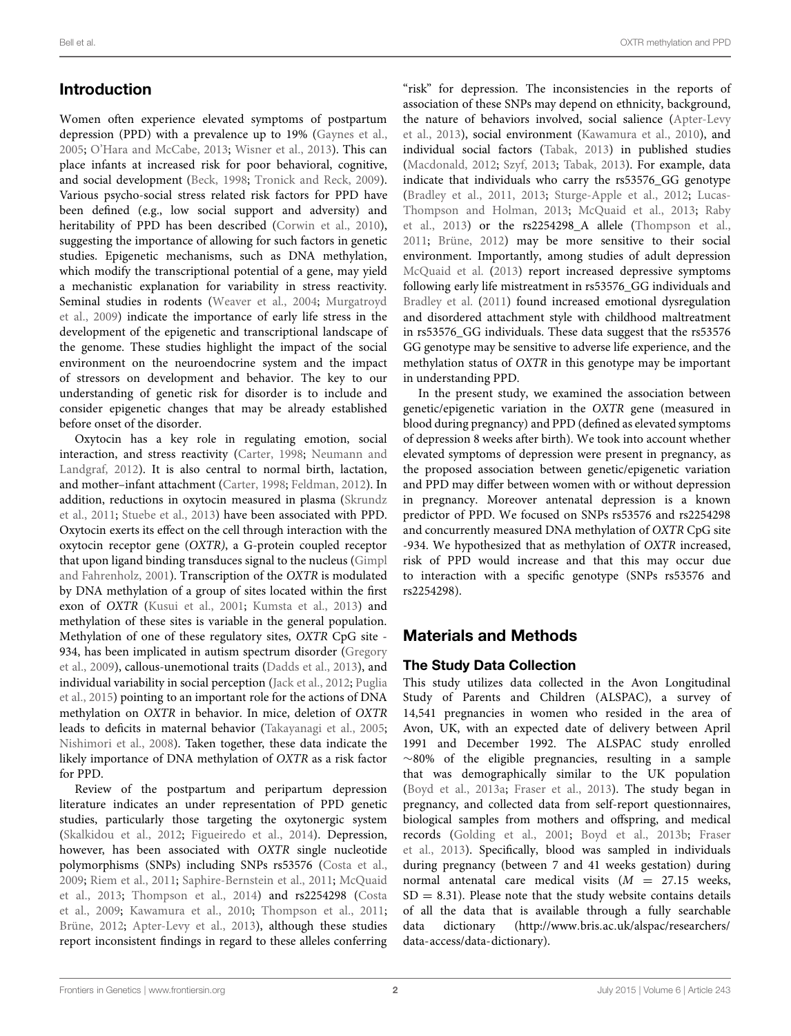## Introduction

Women often experience elevated symptoms of postpartum depression (PPD) with a prevalence up to 19% (Gaynes et al., 2005; O'Hara and McCabe, 2013; Wisner et al., 2013). This can place infants at increased risk for poor behavioral, cognitive, and social development (Beck, 1998; Tronick and Reck, 2009). Various psycho-social stress related risk factors for PPD have been defined (e.g., low social support and adversity) and heritability of PPD has been described (Corwin et al., 2010), suggesting the importance of allowing for such factors in genetic studies. Epigenetic mechanisms, such as DNA methylation, which modify the transcriptional potential of a gene, may yield a mechanistic explanation for variability in stress reactivity. Seminal studies in rodents (Weaver et al., 2004; Murgatroyd et al., 2009) indicate the importance of early life stress in the development of the epigenetic and transcriptional landscape of the genome. These studies highlight the impact of the social environment on the neuroendocrine system and the impact of stressors on development and behavior. The key to our understanding of genetic risk for disorder is to include and consider epigenetic changes that may be already established before onset of the disorder.

Oxytocin has a key role in regulating emotion, social interaction, and stress reactivity (Carter, 1998; Neumann and Landgraf, 2012). It is also central to normal birth, lactation, and mother–infant attachment (Carter, 1998; Feldman, 2012). In addition, reductions in oxytocin measured in plasma (Skrundz et al., 2011; Stuebe et al., 2013) have been associated with PPD. Oxytocin exerts its effect on the cell through interaction with the oxytocin receptor gene (*OXTR)*, a G-protein coupled receptor that upon ligand binding transduces signal to the nucleus (Gimpl and Fahrenholz, 2001). Transcription of the *OXTR* is modulated by DNA methylation of a group of sites located within the first exon of *OXTR* (Kusui et al., 2001; Kumsta et al., 2013) and methylation of these sites is variable in the general population. Methylation of one of these regulatory sites, *OXTR* CpG site -934, has been implicated in autism spectrum disorder (Gregory et al., 2009), callous-unemotional traits (Dadds et al., 2013), and individual variability in social perception (Jack et al., 2012; Puglia et al., 2015) pointing to an important role for the actions of DNA methylation on *OXTR* in behavior. In mice, deletion of *OXTR* leads to deficits in maternal behavior (Takayanagi et al., 2005; Nishimori et al., 2008). Taken together, these data indicate the likely importance of DNA methylation of *OXTR* as a risk factor for PPD.

Review of the postpartum and peripartum depression literature indicates an under representation of PPD genetic studies, particularly those targeting the oxytonergic system (Skalkidou et al., 2012; Figueiredo et al., 2014). Depression, however, has been associated with *OXTR* single nucleotide polymorphisms (SNPs) including SNPs rs53576 (Costa et al., 2009; Riem et al., 2011; Saphire-Bernstein et al., 2011; McQuaid et al., 2013; Thompson et al., 2014) and rs2254298 (Costa et al., 2009; Kawamura et al., 2010; Thompson et al., 2011; Brüne, 2012; Apter-Levy et al., 2013), although these studies report inconsistent findings in regard to these alleles conferring "risk" for depression. The inconsistencies in the reports of association of these SNPs may depend on ethnicity, background, the nature of behaviors involved, social salience (Apter-Levy et al., 2013), social environment (Kawamura et al., 2010), and individual social factors (Tabak, 2013) in published studies (Macdonald, 2012; Szyf, 2013; Tabak, 2013). For example, data indicate that individuals who carry the rs53576_GG genotype (Bradley et al., 2011, 2013; Sturge-Apple et al., 2012; Lucas-Thompson and Holman, 2013; McQuaid et al., 2013; Raby et al., 2013) or the rs2254298_A allele (Thompson et al., 2011; Brüne, 2012) may be more sensitive to their social environment. Importantly, among studies of adult depression McQuaid et al. (2013) report increased depressive symptoms following early life mistreatment in rs53576_GG individuals and Bradley et al. (2011) found increased emotional dysregulation and disordered attachment style with childhood maltreatment in rs53576_GG individuals. These data suggest that the rs53576 GG genotype may be sensitive to adverse life experience, and the methylation status of *OXTR* in this genotype may be important in understanding PPD.

In the present study, we examined the association between genetic/epigenetic variation in the *OXTR* gene (measured in blood during pregnancy) and PPD (defined as elevated symptoms of depression 8 weeks after birth). We took into account whether elevated symptoms of depression were present in pregnancy, as the proposed association between genetic/epigenetic variation and PPD may differ between women with or without depression in pregnancy. Moreover antenatal depression is a known predictor of PPD. We focused on SNPs rs53576 and rs2254298 and concurrently measured DNA methylation of *OXTR* CpG site -934. We hypothesized that as methylation of *OXTR* increased, risk of PPD would increase and that this may occur due to interaction with a specific genotype (SNPs rs53576 and rs2254298).

## Materials and Methods

### The Study Data Collection

This study utilizes data collected in the Avon Longitudinal Study of Parents and Children (ALSPAC), a survey of 14,541 pregnancies in women who resided in the area of Avon, UK, with an expected date of delivery between April 1991 and December 1992. The ALSPAC study enrolled ~80% of the eligible pregnancies, resulting in a sample that was demographically similar to the UK population (Boyd et al., 2013a; Fraser et al., 2013). The study began in pregnancy, and collected data from self-report questionnaires, biological samples from mothers and offspring, and medical records (Golding et al., 2001; Boyd et al., 2013b; Fraser et al., 2013). Specifically, blood was sampled in individuals during pregnancy (between 7 and 41 weeks gestation) during normal antenatal care medical visits ($M = 27.15$ weeks, $SD = 8.31$). Please note that the study website contains details of all the data that is available through a fully searchable data dictionary (http://www.bris.ac.uk/alspac/researchers/data-access/data-dictionary).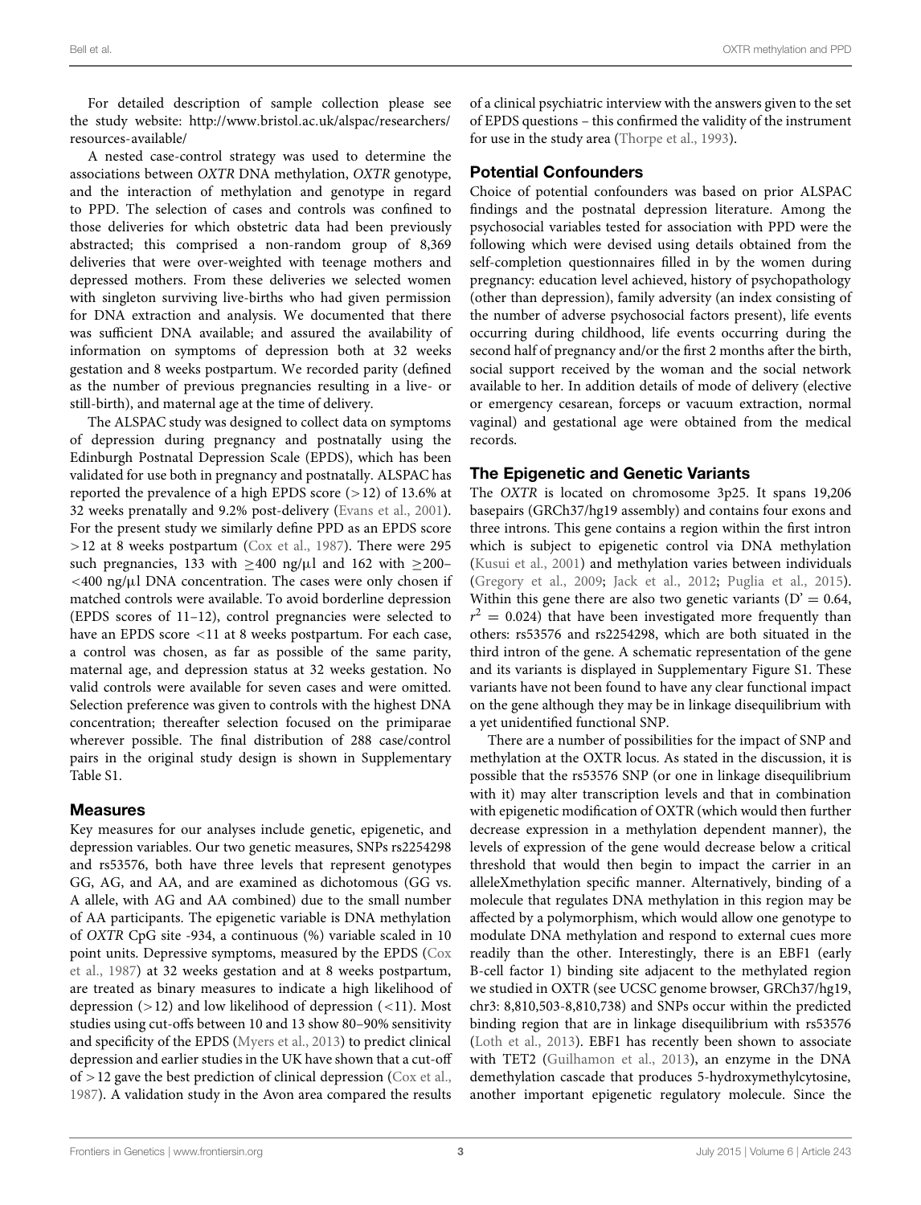For detailed description of sample collection please see the study website: http://www.bristol.ac.uk/alspac/researchers/resources-available/

A nested case-control strategy was used to determine the associations between *OXTR* DNA methylation, *OXTR* genotype, and the interaction of methylation and genotype in regard to PPD. The selection of cases and controls was confined to those deliveries for which obstetric data had been previously abstracted; this comprised a non-random group of 8,369 deliveries that were over-weighted with teenage mothers and depressed mothers. From these deliveries we selected women with singleton surviving live-births who had given permission for DNA extraction and analysis. We documented that there was sufficient DNA available; and assured the availability of information on symptoms of depression both at 32 weeks gestation and 8 weeks postpartum. We recorded parity (defined as the number of previous pregnancies resulting in a live- or still-birth), and maternal age at the time of delivery.

The ALSPAC study was designed to collect data on symptoms of depression during pregnancy and postnatally using the Edinburgh Postnatal Depression Scale (EPDS), which has been validated for use both in pregnancy and postnatally. ALSPAC has reported the prevalence of a high EPDS score (>12) of 13.6% at 32 weeks prenatally and 9.2% post-delivery (Evans et al., 2001). For the present study we similarly define PPD as an EPDS score >12 at 8 weeks postpartum (Cox et al., 1987). There were 295 such pregnancies, 133 with ≥400 ng/μl and 162 with ≥200–<400 ng/μl DNA concentration. The cases were only chosen if matched controls were available. To avoid borderline depression (EPDS scores of 11–12), control pregnancies were selected to have an EPDS score <11 at 8 weeks postpartum. For each case, a control was chosen, as far as possible of the same parity, maternal age, and depression status at 32 weeks gestation. No valid controls were available for seven cases and were omitted. Selection preference was given to controls with the highest DNA concentration; thereafter selection focused on the primiparae wherever possible. The final distribution of 288 case/control pairs in the original study design is shown in Supplementary Table S1.

## Measures

Key measures for our analyses include genetic, epigenetic, and depression variables. Our two genetic measures, SNPs rs2254298 and rs53576, both have three levels that represent genotypes GG, AG, and AA, and are examined as dichotomous (GG vs. A allele, with AG and AA combined) due to the small number of AA participants. The epigenetic variable is DNA methylation of *OXTR* CpG site -934, a continuous (%) variable scaled in 10 point units. Depressive symptoms, measured by the EPDS (Cox et al., 1987) at 32 weeks gestation and at 8 weeks postpartum, are treated as binary measures to indicate a high likelihood of depression (>12) and low likelihood of depression (<11). Most studies using cut-offs between 10 and 13 show 80–90% sensitivity and specificity of the EPDS (Myers et al., 2013) to predict clinical depression and earlier studies in the UK have shown that a cut-off of >12 gave the best prediction of clinical depression (Cox et al., 1987). A validation study in the Avon area compared the results of a clinical psychiatric interview with the answers given to the set of EPDS questions – this confirmed the validity of the instrument for use in the study area (Thorpe et al., 1993).

## Potential Confounders

Choice of potential confounders was based on prior ALSPAC findings and the postnatal depression literature. Among the psychosocial variables tested for association with PPD were the following which were devised using details obtained from the self-completion questionnaires filled in by the women during pregnancy: education level achieved, history of psychopathology (other than depression), family adversity (an index consisting of the number of adverse psychosocial factors present), life events occurring during childhood, life events occurring during the second half of pregnancy and/or the first 2 months after the birth, social support received by the woman and the social network available to her. In addition details of mode of delivery (elective or emergency cesarean, forceps or vacuum extraction, normal vaginal) and gestational age were obtained from the medical records.

## The Epigenetic and Genetic Variants

The *OXTR* is located on chromosome 3p25. It spans 19,206 basepairs (GRCh37/hg19 assembly) and contains four exons and three introns. This gene contains a region within the first intron which is subject to epigenetic control via DNA methylation (Kusui et al., 2001) and methylation varies between individuals (Gregory et al., 2009; Jack et al., 2012; Puglia et al., 2015). Within this gene there are also two genetic variants (D' = 0.64, $r^2 = 0.024$) that have been investigated more frequently than others: rs53576 and rs2254298, which are both situated in the third intron of the gene. A schematic representation of the gene and its variants is displayed in Supplementary Figure S1. These variants have not been found to have any clear functional impact on the gene although they may be in linkage disequilibrium with a yet unidentified functional SNP.

There are a number of possibilities for the impact of SNP and methylation at the OXTR locus. As stated in the discussion, it is possible that the rs53576 SNP (or one in linkage disequilibrium with it) may alter transcription levels and that in combination with epigenetic modification of OXTR (which would then further decrease expression in a methylation dependent manner), the levels of expression of the gene would decrease below a critical threshold that would then begin to impact the carrier in an alleleXmethylation specific manner. Alternatively, binding of a molecule that regulates DNA methylation in this region may be affected by a polymorphism, which would allow one genotype to modulate DNA methylation and respond to external cues more readily than the other. Interestingly, there is an EBF1 (early B-cell factor 1) binding site adjacent to the methylated region we studied in OXTR (see UCSC genome browser, GRCh37/hg19, chr3: 8,810,503-8,810,738) and SNPs occur within the predicted binding region that are in linkage disequilibrium with rs53576 (Loth et al., 2013). EBF1 has recently been shown to associate with TET2 (Guilhamon et al., 2013), an enzyme in the DNA demethylation cascade that produces 5-hydroxymethylcytosine, another important epigenetic regulatory molecule. Since the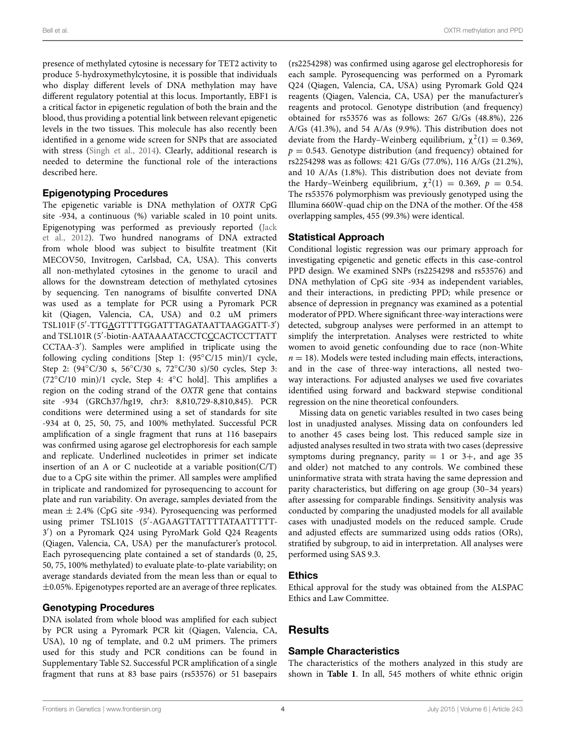presence of methylated cytosine is necessary for TET2 activity to produce 5-hydroxymethylcytosine, it is possible that individuals who display different levels of DNA methylation may have different regulatory potential at this locus. Importantly, EBF1 is a critical factor in epigenetic regulation of both the brain and the blood, thus providing a potential link between relevant epigenetic levels in the two tissues. This molecule has also recently been identified in a genome wide screen for SNPs that are associated with stress (Singh et al., 2014). Clearly, additional research is needed to determine the functional role of the interactions described here.

## Epigenotyping Procedures

The epigenetic variable is DNA methylation of *OXTR* CpG site -934, a continuous (%) variable scaled in 10 point units. Epigenotyping was performed as previously reported (Jack et al., 2012). Two hundred nanograms of DNA extracted from whole blood was subject to bisulfite treatment (Kit MECOV50, Invitrogen, Carlsbad, CA, USA). This converts all non-methylated cytosines in the genome to uracil and allows for the downstream detection of methylated cytosines by sequencing. Ten nanograms of bisulfite converted DNA was used as a template for PCR using a Pyromark PCR kit (Qiagen, Valencia, CA, USA) and 0.2 uM primers TSL101F (5′-TTGAGTTTTGGATTTAGATAATTAAGGATT-3′) and TSL101R (5′-biotin-AATAAAATACCTCCCACTCCTTATT CCTAA-3′). Samples were amplified in triplicate using the following cycling conditions [Step 1: (95°C/15 min)/1 cycle, Step 2: (94°C/30 s, 56°C/30 s, 72°C/30 s)/50 cycles, Step 3: (72°C/10 min)/1 cycle, Step 4: 4°C hold]. This amplifies a region on the coding strand of the *OXTR* gene that contains site -934 (GRCh37/hg19, chr3: 8,810,729-8,810,845). PCR conditions were determined using a set of standards for site -934 at 0, 25, 50, 75, and 100% methylated. Successful PCR amplification of a single fragment that runs at 116 basepairs was confirmed using agarose gel electrophoresis for each sample and replicate. Underlined nucleotides in primer set indicate insertion of an A or C nucleotide at a variable position(C/T) due to a CpG site within the primer. All samples were amplified in triplicate and randomized for pyrosequencing to account for plate and run variability. On average, samples deviated from the mean ± 2.4% (CpG site -934). Pyrosequencing was performed using primer TSL101S (5′-AGAAGTTATTTTATAATTTTT-3′) on a Pyromark Q24 using PyroMark Gold Q24 Reagents (Qiagen, Valencia, CA, USA) per the manufacturer's protocol. Each pyrosequencing plate contained a set of standards (0, 25, 50, 75, 100% methylated) to evaluate plate-to-plate variability; on average standards deviated from the mean less than or equal to ±0.05%. Epigenotypes reported are an average of three replicates.

## Genotyping Procedures

DNA isolated from whole blood was amplified for each subject by PCR using a Pyromark PCR kit (Qiagen, Valencia, CA, USA), 10 ng of template, and 0.2 uM primers. The primers used for this study and PCR conditions can be found in Supplementary Table S2. Successful PCR amplification of a single fragment that runs at 83 base pairs (rs53576) or 51 basepairs (rs2254298) was confirmed using agarose gel electrophoresis for each sample. Pyrosequencing was performed on a Pyromark Q24 (Qiagen, Valencia, CA, USA) using Pyromark Gold Q24 reagents (Qiagen, Valencia, CA, USA) per the manufacturer's reagents and protocol. Genotype distribution (and frequency) obtained for rs53576 was as follows: 267 G/Gs (48.8%), 226 A/Gs (41.3%), and 54 A/As (9.9%). This distribution does not deviate from the Hardy–Weinberg equilibrium, $\chi^2(1) = 0.369$, $p = 0.543$. Genotype distribution (and frequency) obtained for rs2254298 was as follows: 421 G/Gs (77.0%), 116 A/Gs (21.2%), and 10 A/As (1.8%). This distribution does not deviate from the Hardy–Weinberg equilibrium, $\chi^2(1) = 0.369$, $p = 0.54$. The rs53576 polymorphism was previously genotyped using the Illumina 660W-quad chip on the DNA of the mother. Of the 458 overlapping samples, 455 (99.3%) were identical.

## Statistical Approach

Conditional logistic regression was our primary approach for investigating epigenetic and genetic effects in this case-control PPD design. We examined SNPs (rs2254298 and rs53576) and DNA methylation of CpG site -934 as independent variables, and their interactions, in predicting PPD; while presence or absence of depression in pregnancy was examined as a potential moderator of PPD. Where significant three-way interactions were detected, subgroup analyses were performed in an attempt to simplify the interpretation. Analyses were restricted to white women to avoid genetic confounding due to race (non-White $n = 18$). Models were tested including main effects, interactions, and in the case of three-way interactions, all nested two-way interactions. For adjusted analyses we used five covariates identified using forward and backward stepwise conditional regression on the nine theoretical confounders.

Missing data on genetic variables resulted in two cases being lost in unadjusted analyses. Missing data on confounders led to another 45 cases being lost. This reduced sample size in adjusted analyses resulted in two strata with two cases (depressive symptoms during pregnancy, parity = 1 or 3+, and age 35 and older) not matched to any controls. We combined these uninformative strata with strata having the same depression and parity characteristics, but differing on age group (30–34 years) after assessing for comparable findings. Sensitivity analysis was conducted by comparing the unadjusted models for all available cases with unadjusted models on the reduced sample. Crude and adjusted effects are summarized using odds ratios (ORs), stratified by subgroup, to aid in interpretation. All analyses were performed using SAS 9.3.

## Ethics

Ethical approval for the study was obtained from the ALSPAC Ethics and Law Committee.

# Results

## Sample Characteristics

The characteristics of the mothers analyzed in this study are shown in **Table 1**. In all, 545 mothers of white ethnic origin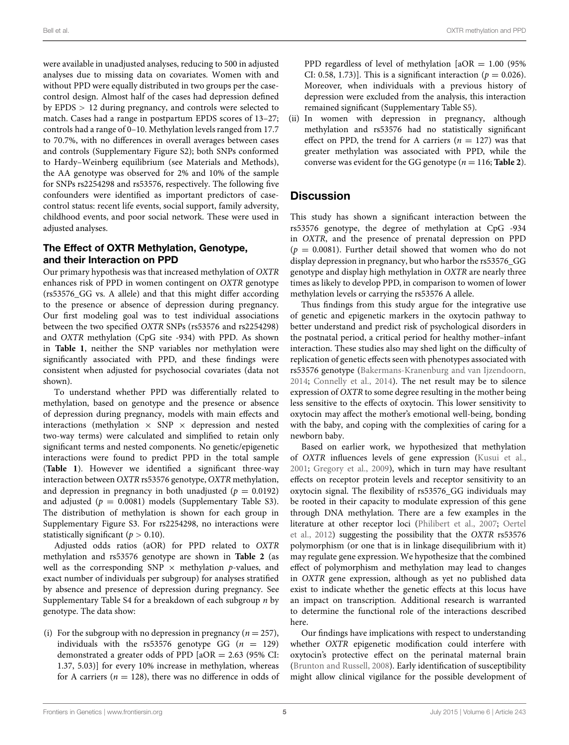were available in unadjusted analyses, reducing to 500 in adjusted analyses due to missing data on covariates. Women with and without PPD were equally distributed in two groups per the case-control design. Almost half of the cases had depression defined by EPDS > 12 during pregnancy, and controls were selected to match. Cases had a range in postpartum EPDS scores of 13–27; controls had a range of 0–10. Methylation levels ranged from 17.7 to 70.7%, with no differences in overall averages between cases and controls (Supplementary Figure S2); both SNPs conformed to Hardy–Weinberg equilibrium (see Materials and Methods), the AA genotype was observed for 2% and 10% of the sample for SNPs rs2254298 and rs53576, respectively. The following five confounders were identified as important predictors of case-control status: recent life events, social support, family adversity, childhood events, and poor social network. These were used in adjusted analyses.

### The Effect of OXTR Methylation, Genotype, and their Interaction on PPD

Our primary hypothesis was that increased methylation of *OXTR* enhances risk of PPD in women contingent on *OXTR* genotype (rs53576_GG vs. A allele) and that this might differ according to the presence or absence of depression during pregnancy. Our first modeling goal was to test individual associations between the two specified *OXTR* SNPs (rs53576 and rs2254298) and *OXTR* methylation (CpG site -934) with PPD. As shown in **Table 1**, neither the SNP variables nor methylation were significantly associated with PPD, and these findings were consistent when adjusted for psychosocial covariates (data not shown).

To understand whether PPD was differentially related to methylation, based on genotype and the presence or absence of depression during pregnancy, models with main effects and interactions (methylation × SNP × depression and nested two-way terms) were calculated and simplified to retain only significant terms and nested components. No genetic/epigenetic interactions were found to predict PPD in the total sample (**Table 1**). However we identified a significant three-way interaction between *OXTR* rs53576 genotype, *OXTR* methylation, and depression in pregnancy in both unadjusted ($p = 0.0192$) and adjusted ($p = 0.0081$) models (Supplementary Table S3). The distribution of methylation is shown for each group in Supplementary Figure S3. For rs2254298, no interactions were statistically significant ($p > 0.10$).

Adjusted odds ratios (aOR) for PPD related to *OXTR* methylation and rs53576 genotype are shown in **Table 2** (as well as the corresponding SNP × methylation *p*-values, and exact number of individuals per subgroup) for analyses stratified by absence and presence of depression during pregnancy. See Supplementary Table S4 for a breakdown of each subgroup *n* by genotype. The data show:

(i) For the subgroup with no depression in pregnancy ($n = 257$), individuals with the rs53576 genotype GG ($n = 129$) demonstrated a greater odds of PPD [aOR = 2.63 (95% CI: 1.37, 5.03)] for every 10% increase in methylation, whereas for A carriers ($n = 128$), there was no difference in odds of PPD regardless of level of methylation [aOR = 1.00 (95% CI: 0.58, 1.73)]. This is a significant interaction ($p = 0.026$). Moreover, when individuals with a previous history of depression were excluded from the analysis, this interaction remained significant (Supplementary Table S5).

(ii) In women with depression in pregnancy, although methylation and rs53576 had no statistically significant effect on PPD, the trend for A carriers ($n = 127$) was that greater methylation was associated with PPD, while the converse was evident for the GG genotype ($n = 116$; **Table 2**).

## Discussion

This study has shown a significant interaction between the rs53576 genotype, the degree of methylation at CpG -934 in *OXTR*, and the presence of prenatal depression on PPD ($p = 0.0081$). Further detail showed that women who do not display depression in pregnancy, but who harbor the rs53576_GG genotype and display high methylation in *OXTR* are nearly three times as likely to develop PPD, in comparison to women of lower methylation levels or carrying the rs53576 A allele.

Thus findings from this study argue for the integrative use of genetic and epigenetic markers in the oxytocin pathway to better understand and predict risk of psychological disorders in the postnatal period, a critical period for healthy mother–infant interaction. These studies also may shed light on the difficulty of replication of genetic effects seen with phenotypes associated with rs53576 genotype (Bakermans-Kranenburg and van Ijzendoorn, 2014; Connelly et al., 2014). The net result may be to silence expression of *OXTR* to some degree resulting in the mother being less sensitive to the effects of oxytocin. This lower sensitivity to oxytocin may affect the mother's emotional well-being, bonding with the baby, and coping with the complexities of caring for a newborn baby.

Based on earlier work, we hypothesized that methylation of *OXTR* influences levels of gene expression (Kusui et al., 2001; Gregory et al., 2009), which in turn may have resultant effects on receptor protein levels and receptor sensitivity to an oxytocin signal. The flexibility of rs53576_GG individuals may be rooted in their capacity to modulate expression of this gene through DNA methylation. There are a few examples in the literature at other receptor loci (Philibert et al., 2007; Oertel et al., 2012) suggesting the possibility that the *OXTR* rs53576 polymorphism (or one that is in linkage disequilibrium with it) may regulate gene expression. We hypothesize that the combined effect of polymorphism and methylation may lead to changes in *OXTR* gene expression, although as yet no published data exist to indicate whether the genetic effects at this locus have an impact on transcription. Additional research is warranted to determine the functional role of the interactions described here.

Our findings have implications with respect to understanding whether *OXTR* epigenetic modification could interfere with oxytocin's protective effect on the perinatal maternal brain (Brunton and Russell, 2008). Early identification of susceptibility might allow clinical vigilance for the possible development of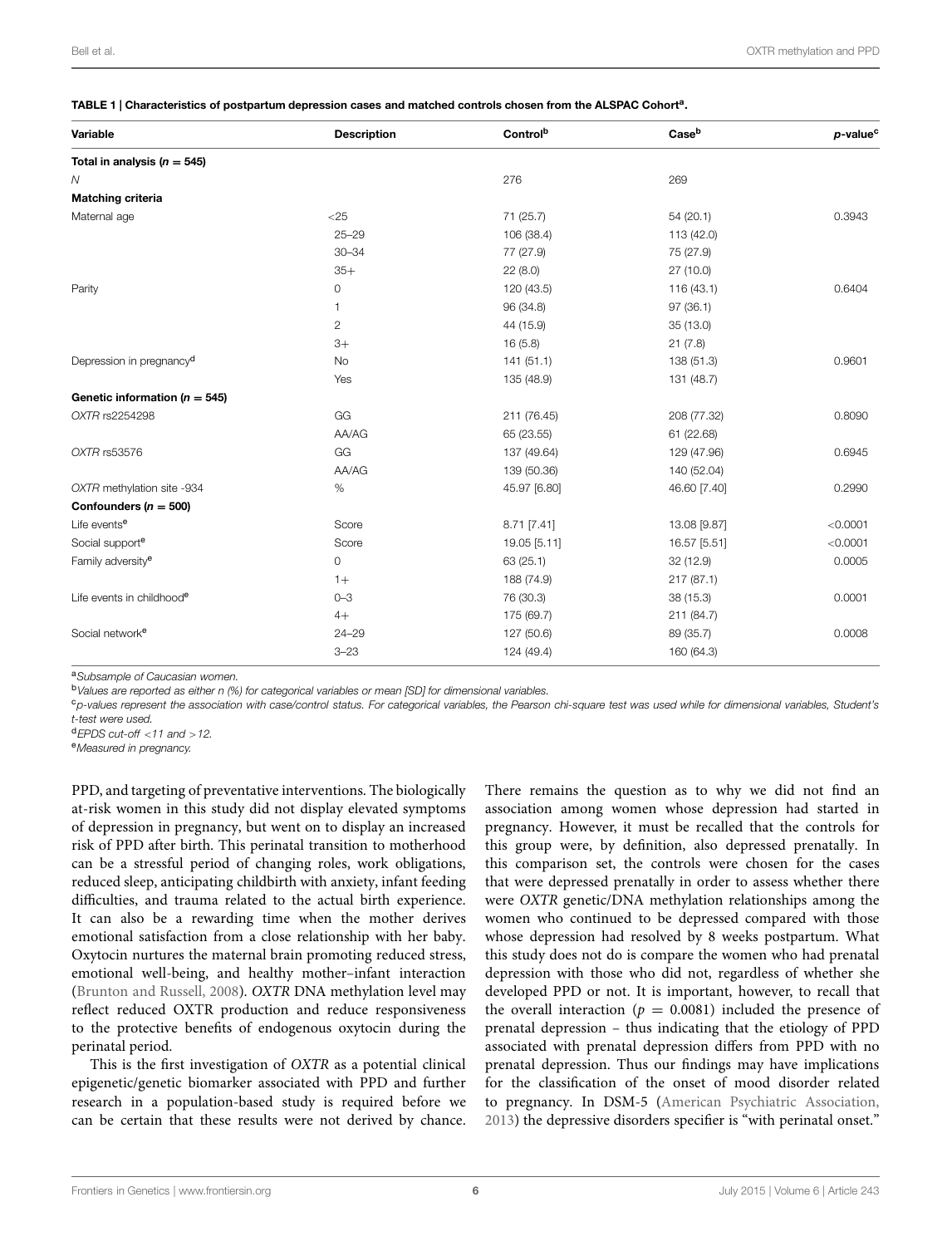**TABLE 1 | Characteristics of postpartum depression cases and matched controls chosen from the ALSPAC Cohort[a].**

| Variable | Description | Control[b] | Case[b] | p-value[c] |
|---|---|---|---|---|
| **Total in analysis ($n = 545$)** | | | | |
| *N* | | 276 | 269 | |
| **Matching criteria** | | | | |
| Maternal age | <25 | 71 (25.7) | 54 (20.1) | 0.3943 |
| | 25–29 | 106 (38.4) | 113 (42.0) | |
| | 30–34 | 77 (27.9) | 75 (27.9) | |
| | 35+ | 22 (8.0) | 27 (10.0) | |
| Parity | 0 | 120 (43.5) | 116 (43.1) | 0.6404 |
| | 1 | 96 (34.8) | 97 (36.1) | |
| | 2 | 44 (15.9) | 35 (13.0) | |
| | 3+ | 16 (5.8) | 21 (7.8) | |
| Depression in pregnancy[d] | No | 141 (51.1) | 138 (51.3) | 0.9601 |
| | Yes | 135 (48.9) | 131 (48.7) | |
| **Genetic information ($n = 545$)** | | | | |
| *OXTR* rs2254298 | GG | 211 (76.45) | 208 (77.32) | 0.8090 |
| | AA/AG | 65 (23.55) | 61 (22.68) | |
| *OXTR* rs53576 | GG | 137 (49.64) | 129 (47.96) | 0.6945 |
| | AA/AG | 139 (50.36) | 140 (52.04) | |
| *OXTR* methylation site -934 | % | 45.97 [6.80] | 46.60 [7.40] | 0.2990 |
| **Confounders ($n = 500$)** | | | | |
| Life events[e] | Score | 8.71 [7.41] | 13.08 [9.87] | <0.0001 |
| Social support[e] | Score | 19.05 [5.11] | 16.57 [5.51] | <0.0001 |
| Family adversity[e] | 0 | 63 (25.1) | 32 (12.9) | 0.0005 |
| | 1+ | 188 (74.9) | 217 (87.1) | |
| Life events in childhood[e] | 0–3 | 76 (30.3) | 38 (15.3) | 0.0001 |
| | 4+ | 175 (69.7) | 211 (84.7) | |
| Social network[e] | 24–29 | 127 (50.6) | 89 (35.7) | 0.0008 |
| | 3–23 | 124 (49.4) | 160 (64.3) | |

[a]*Subsample of Caucasian women.*

[b]*Values are reported as either n (%) for categorical variables or mean [SD] for dimensional variables.*

[c]*p-values represent the association with case/control status. For categorical variables, the Pearson chi-square test was used while for dimensional variables, Student's t-test were used.*

[d]*EPDS cut-off <11 and >12.*

[e]*Measured in pregnancy.*

PPD, and targeting of preventative interventions. The biologically at-risk women in this study did not display elevated symptoms of depression in pregnancy, but went on to display an increased risk of PPD after birth. This perinatal transition to motherhood can be a stressful period of changing roles, work obligations, reduced sleep, anticipating childbirth with anxiety, infant feeding difficulties, and trauma related to the actual birth experience. It can also be a rewarding time when the mother derives emotional satisfaction from a close relationship with her baby. Oxytocin nurtures the maternal brain promoting reduced stress, emotional well-being, and healthy mother–infant interaction (Brunton and Russell, 2008). *OXTR* DNA methylation level may reflect reduced OXTR production and reduce responsiveness to the protective benefits of endogenous oxytocin during the perinatal period.

This is the first investigation of *OXTR* as a potential clinical epigenetic/genetic biomarker associated with PPD and further research in a population-based study is required before we can be certain that these results were not derived by chance. There remains the question as to why we did not find an association among women whose depression had started in pregnancy. However, it must be recalled that the controls for this group were, by definition, also depressed prenatally. In this comparison set, the controls were chosen for the cases that were depressed prenatally in order to assess whether there were *OXTR* genetic/DNA methylation relationships among the women who continued to be depressed compared with those whose depression had resolved by 8 weeks postpartum. What this study does not do is compare the women who had prenatal depression with those who did not, regardless of whether she developed PPD or not. It is important, however, to recall that the overall interaction ($p = 0.0081$) included the presence of prenatal depression – thus indicating that the etiology of PPD associated with prenatal depression differs from PPD with no prenatal depression. Thus our findings may have implications for the classification of the onset of mood disorder related to pregnancy. In DSM-5 (American Psychiatric Association, 2013) the depressive disorders specifier is "with perinatal onset."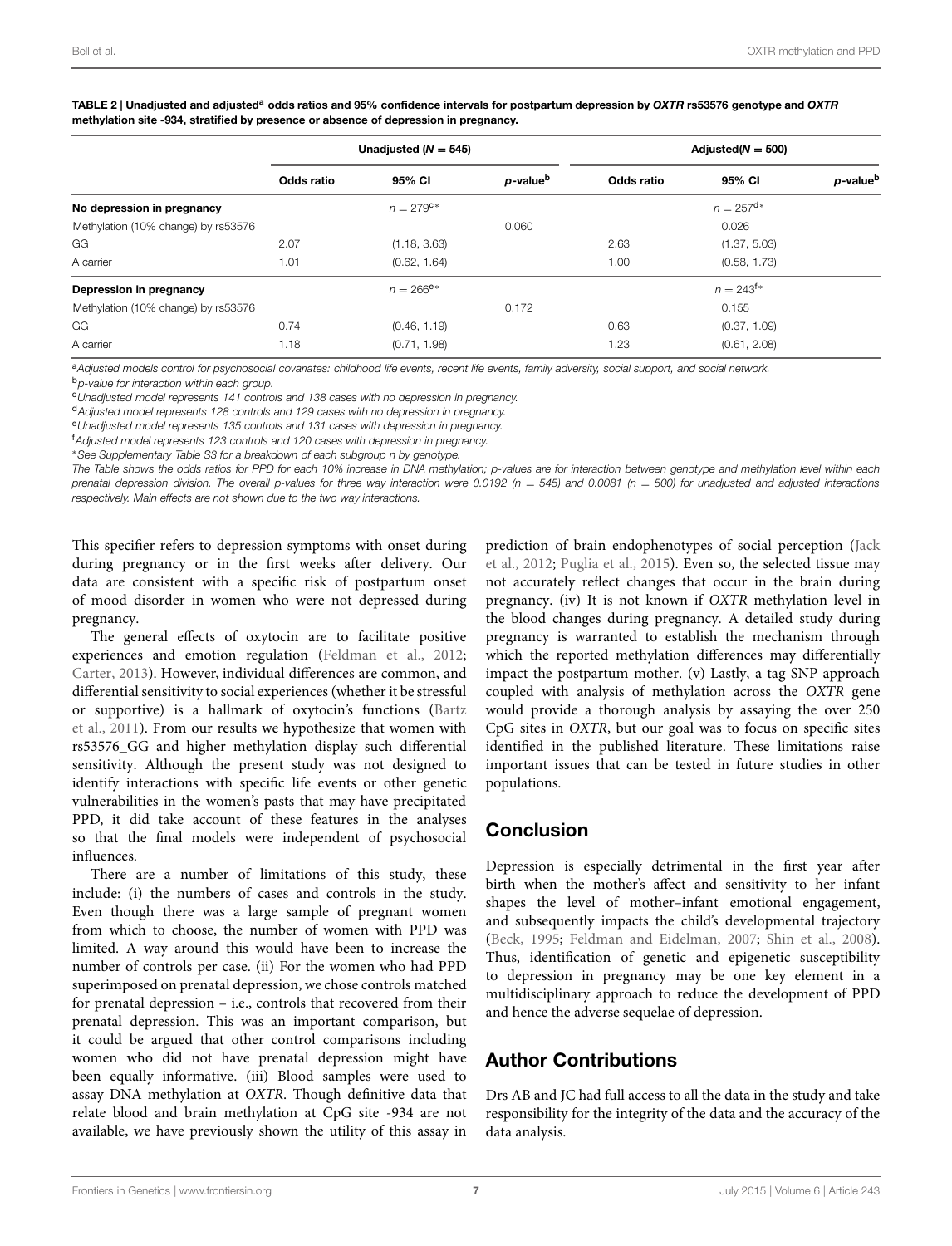**TABLE 2 | Unadjusted and adjusted[a] odds ratios and 95% confidence intervals for postpartum depression by *OXTR* rs53576 genotype and *OXTR* methylation site -934, stratified by presence or absence of depression in pregnancy.**

| | Unadjusted ($N = 545$) | | | Adjusted($N = 500$) | | |
|---|---|---|---|---|---|---|
| | Odds ratio | 95% CI | p-value[b] | Odds ratio | 95% CI | p-value[b] |
| **No depression in pregnancy** | | $n = 279$[c]* | | | $n = 257$[d]* | |
| Methylation (10% change) by rs53576 | | | 0.060 | | 0.026 | |
| GG | 2.07 | (1.18, 3.63) | | 2.63 | (1.37, 5.03) | |
| A carrier | 1.01 | (0.62, 1.64) | | 1.00 | (0.58, 1.73) | |
| **Depression in pregnancy** | | $n = 266$[e]* | | | $n = 243$[f]* | |
| Methylation (10% change) by rs53576 | | | 0.172 | | 0.155 | |
| GG | 0.74 | (0.46, 1.19) | | 0.63 | (0.37, 1.09) | |
| A carrier | 1.18 | (0.71, 1.98) | | 1.23 | (0.61, 2.08) | |

[a]*Adjusted models control for psychosocial covariates: childhood life events, recent life events, family adversity, social support, and social network.*
[b]*p-value for interaction within each group.*
[c]*Unadjusted model represents 141 controls and 138 cases with no depression in pregnancy.*
[d]*Adjusted model represents 128 controls and 129 cases with no depression in pregnancy.*
[e]*Unadjusted model represents 135 controls and 131 cases with depression in pregnancy.*
[f]*Adjusted model represents 123 controls and 120 cases with depression in pregnancy.*
*See Supplementary Table S3 for a breakdown of each subgroup n by genotype.

*The Table shows the odds ratios for PPD for each 10% increase in DNA methylation; p-values are for interaction between genotype and methylation level within each prenatal depression division. The overall p-values for three way interaction were 0.0192 ($n = 545$) and 0.0081 ($n = 500$) for unadjusted and adjusted interactions respectively. Main effects are not shown due to the two way interactions.*

This specifier refers to depression symptoms with onset during during pregnancy or in the first weeks after delivery. Our data are consistent with a specific risk of postpartum onset of mood disorder in women who were not depressed during pregnancy.

The general effects of oxytocin are to facilitate positive experiences and emotion regulation (Feldman et al., 2012; Carter, 2013). However, individual differences are common, and differential sensitivity to social experiences (whether it be stressful or supportive) is a hallmark of oxytocin's functions (Bartz et al., 2011). From our results we hypothesize that women with rs53576_GG and higher methylation display such differential sensitivity. Although the present study was not designed to identify interactions with specific life events or other genetic vulnerabilities in the women's pasts that may have precipitated PPD, it did take account of these features in the analyses so that the final models were independent of psychosocial influences.

There are a number of limitations of this study, these include: (i) the numbers of cases and controls in the study. Even though there was a large sample of pregnant women from which to choose, the number of women with PPD was limited. A way around this would have been to increase the number of controls per case. (ii) For the women who had PPD superimposed on prenatal depression, we chose controls matched for prenatal depression – i.e., controls that recovered from their prenatal depression. This was an important comparison, but it could be argued that other control comparisons including women who did not have prenatal depression might have been equally informative. (iii) Blood samples were used to assay DNA methylation at *OXTR*. Though definitive data that relate blood and brain methylation at CpG site -934 are not available, we have previously shown the utility of this assay in prediction of brain endophenotypes of social perception (Jack et al., 2012; Puglia et al., 2015). Even so, the selected tissue may not accurately reflect changes that occur in the brain during pregnancy. (iv) It is not known if *OXTR* methylation level in the blood changes during pregnancy. A detailed study during pregnancy is warranted to establish the mechanism through which the reported methylation differences may differentially impact the postpartum mother. (v) Lastly, a tag SNP approach coupled with analysis of methylation across the *OXTR* gene would provide a thorough analysis by assaying the over 250 CpG sites in *OXTR*, but our goal was to focus on specific sites identified in the published literature. These limitations raise important issues that can be tested in future studies in other populations.

## Conclusion

Depression is especially detrimental in the first year after birth when the mother's affect and sensitivity to her infant shapes the level of mother–infant emotional engagement, and subsequently impacts the child's developmental trajectory (Beck, 1995; Feldman and Eidelman, 2007; Shin et al., 2008). Thus, identification of genetic and epigenetic susceptibility to depression in pregnancy may be one key element in a multidisciplinary approach to reduce the development of PPD and hence the adverse sequelae of depression.

## Author Contributions

Drs AB and JC had full access to all the data in the study and take responsibility for the integrity of the data and the accuracy of the data analysis.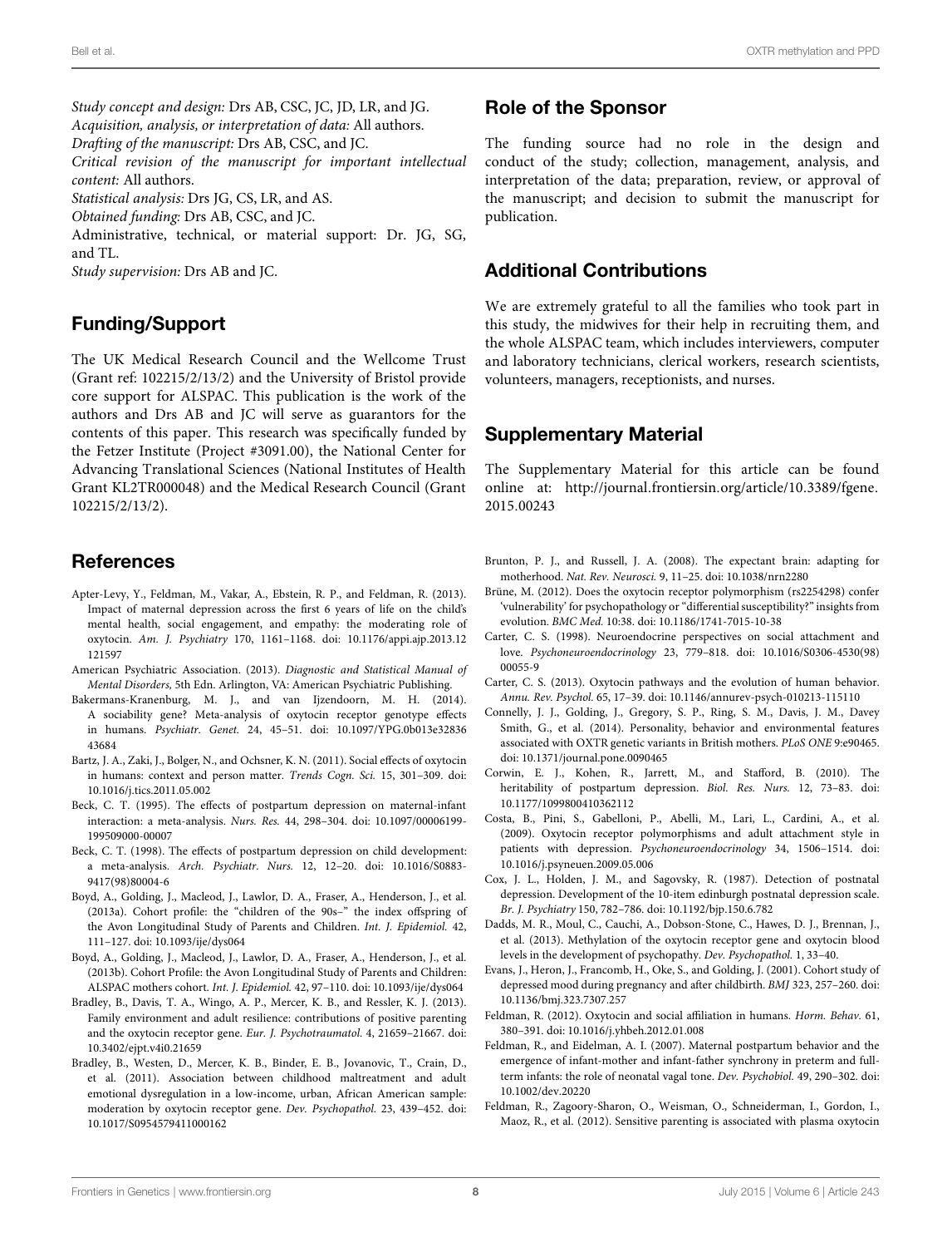*Study concept and design:* Drs AB, CSC, JC, JD, LR, and JG.
*Acquisition, analysis, or interpretation of data:* All authors.
*Drafting of the manuscript:* Drs AB, CSC, and JC.
*Critical revision of the manuscript for important intellectual content:* All authors.
*Statistical analysis:* Drs JG, CS, LR, and AS.
*Obtained funding:* Drs AB, CSC, and JC.
Administrative, technical, or material support: Dr. JG, SG, and TL.
*Study supervision:* Drs AB and JC.

## Funding/Support

The UK Medical Research Council and the Wellcome Trust (Grant ref: 102215/2/13/2) and the University of Bristol provide core support for ALSPAC. This publication is the work of the authors and Drs AB and JC will serve as guarantors for the contents of this paper. This research was specifically funded by the Fetzer Institute (Project #3091.00), the National Center for Advancing Translational Sciences (National Institutes of Health Grant KL2TR000048) and the Medical Research Council (Grant 102215/2/13/2).

## Role of the Sponsor

The funding source had no role in the design and conduct of the study; collection, management, analysis, and interpretation of the data; preparation, review, or approval of the manuscript; and decision to submit the manuscript for publication.

## Additional Contributions

We are extremely grateful to all the families who took part in this study, the midwives for their help in recruiting them, and the whole ALSPAC team, which includes interviewers, computer and laboratory technicians, clerical workers, research scientists, volunteers, managers, receptionists, and nurses.

## Supplementary Material

The Supplementary Material for this article can be found online at: http://journal.frontiersin.org/article/10.3389/fgene.2015.00243

## References

Apter-Levy, Y., Feldman, M., Vakar, A., Ebstein, R. P., and Feldman, R. (2013). Impact of maternal depression across the first 6 years of life on the child's mental health, social engagement, and empathy: the moderating role of oxytocin. *Am. J. Psychiatry* 170, 1161–1168. doi: 10.1176/appi.ajp.2013.12121597

American Psychiatric Association. (2013). *Diagnostic and Statistical Manual of Mental Disorders,* 5th Edn. Arlington, VA: American Psychiatric Publishing.

Bakermans-Kranenburg, M. J., and van Ijzendoorn, M. H. (2014). A sociability gene? Meta-analysis of oxytocin receptor genotype effects in humans. *Psychiatr. Genet.* 24, 45–51. doi: 10.1097/YPG.0b013e3283643684

Bartz, J. A., Zaki, J., Bolger, N., and Ochsner, K. N. (2011). Social effects of oxytocin in humans: context and person matter. *Trends Cogn. Sci.* 15, 301–309. doi: 10.1016/j.tics.2011.05.002

Beck, C. T. (1995). The effects of postpartum depression on maternal-infant interaction: a meta-analysis. *Nurs. Res.* 44, 298–304. doi: 10.1097/00006199-199509000-00007

Beck, C. T. (1998). The effects of postpartum depression on child development: a meta-analysis. *Arch. Psychiatr. Nurs.* 12, 12–20. doi: 10.1016/S0883-9417(98)80004-6

Boyd, A., Golding, J., Macleod, J., Lawlor, D. A., Fraser, A., Henderson, J., et al. (2013a). Cohort profile: the "children of the 90s–" the index offspring of the Avon Longitudinal Study of Parents and Children. *Int. J. Epidemiol.* 42, 111–127. doi: 10.1093/ije/dys064

Boyd, A., Golding, J., Macleod, J., Lawlor, D. A., Fraser, A., Henderson, J., et al. (2013b). Cohort Profile: the Avon Longitudinal Study of Parents and Children: ALSPAC mothers cohort. *Int. J. Epidemiol.* 42, 97–110. doi: 10.1093/ije/dys064

Bradley, B., Davis, T. A., Wingo, A. P., Mercer, K. B., and Ressler, K. J. (2013). Family environment and adult resilience: contributions of positive parenting and the oxytocin receptor gene. *Eur. J. Psychotraumatol.* 4, 21659–21667. doi: 10.3402/ejpt.v4i0.21659

Bradley, B., Westen, D., Mercer, K. B., Binder, E. B., Jovanovic, T., Crain, D., et al. (2011). Association between childhood maltreatment and adult emotional dysregulation in a low-income, urban, African American sample: moderation by oxytocin receptor gene. *Dev. Psychopathol.* 23, 439–452. doi: 10.1017/S0954579411000162

Brunton, P. J., and Russell, J. A. (2008). The expectant brain: adapting for motherhood. *Nat. Rev. Neurosci.* 9, 11–25. doi: 10.1038/nrn2280

Brüne, M. (2012). Does the oxytocin receptor polymorphism (rs2254298) confer 'vulnerability' for psychopathology or "differential susceptibility?" insights from evolution. *BMC Med.* 10:38. doi: 10.1186/1741-7015-10-38

Carter, C. S. (1998). Neuroendocrine perspectives on social attachment and love. *Psychoneuroendocrinology* 23, 779–818. doi: 10.1016/S0306-4530(98)00055-9

Carter, C. S. (2013). Oxytocin pathways and the evolution of human behavior. *Annu. Rev. Psychol.* 65, 17–39. doi: 10.1146/annurev-psych-010213-115110

Connelly, J. J., Golding, J., Gregory, S. P., Ring, S. M., Davis, J. M., Davey Smith, G., et al. (2014). Personality, behavior and environmental features associated with OXTR genetic variants in British mothers. *PLoS ONE* 9:e90465. doi: 10.1371/journal.pone.0090465

Corwin, E. J., Kohen, R., Jarrett, M., and Stafford, B. (2010). The heritability of postpartum depression. *Biol. Res. Nurs.* 12, 73–83. doi: 10.1177/1099800410362112

Costa, B., Pini, S., Gabelloni, P., Abelli, M., Lari, L., Cardini, A., et al. (2009). Oxytocin receptor polymorphisms and adult attachment style in patients with depression. *Psychoneuroendocrinology* 34, 1506–1514. doi: 10.1016/j.psyneuen.2009.05.006

Cox, J. L., Holden, J. M., and Sagovsky, R. (1987). Detection of postnatal depression. Development of the 10-item edinburgh postnatal depression scale. *Br. J. Psychiatry* 150, 782–786. doi: 10.1192/bjp.150.6.782

Dadds, M. R., Moul, C., Cauchi, A., Dobson-Stone, C., Hawes, D. J., Brennan, J., et al. (2013). Methylation of the oxytocin receptor gene and oxytocin blood levels in the development of psychopathy. *Dev. Psychopathol.* 1, 33–40.

Evans, J., Heron, J., Francomb, H., Oke, S., and Golding, J. (2001). Cohort study of depressed mood during pregnancy and after childbirth. *BMJ* 323, 257–260. doi: 10.1136/bmj.323.7307.257

Feldman, R. (2012). Oxytocin and social affiliation in humans. *Horm. Behav.* 61, 380–391. doi: 10.1016/j.yhbeh.2012.01.008

Feldman, R., and Eidelman, A. I. (2007). Maternal postpartum behavior and the emergence of infant-mother and infant-father synchrony in preterm and full-term infants: the role of neonatal vagal tone. *Dev. Psychobiol.* 49, 290–302. doi: 10.1002/dev.20220

Feldman, R., Zagoory-Sharon, O., Weisman, O., Schneiderman, I., Gordon, I., Maoz, R., et al. (2012). Sensitive parenting is associated with plasma oxytocin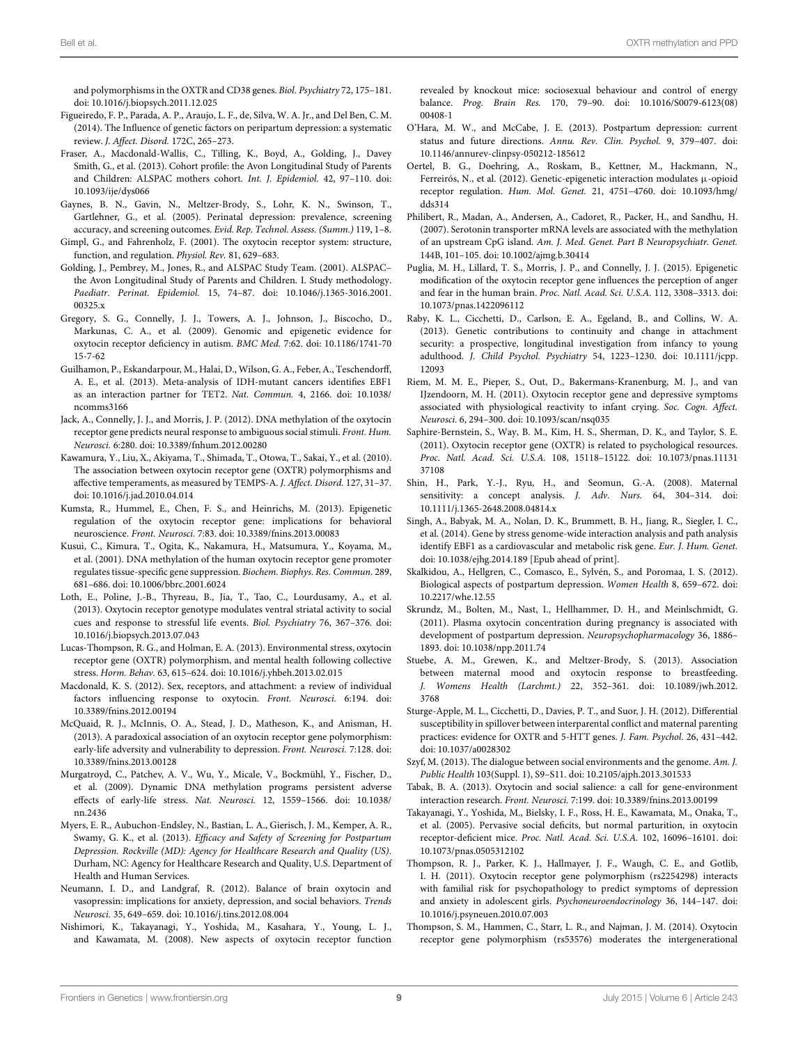and polymorphisms in the OXTR and CD38 genes. *Biol. Psychiatry* 72, 175–181. doi: 10.1016/j.biopsych.2011.12.025

Figueiredo, F. P., Parada, A. P., Araujo, L. F., de, Silva, W. A. Jr., and Del Ben, C. M. (2014). The Influence of genetic factors on peripartum depression: a systematic review. *J. Affect. Disord.* 172C, 265–273.

Fraser, A., Macdonald-Wallis, C., Tilling, K., Boyd, A., Golding, J., Davey Smith, G., et al. (2013). Cohort profile: the Avon Longitudinal Study of Parents and Children: ALSPAC mothers cohort. *Int. J. Epidemiol.* 42, 97–110. doi: 10.1093/ije/dys066

Gaynes, B. N., Gavin, N., Meltzer-Brody, S., Lohr, K. N., Swinson, T., Gartlehner, G., et al. (2005). Perinatal depression: prevalence, screening accuracy, and screening outcomes. *Evid. Rep. Technol. Assess. (Summ.)* 119, 1–8.

Gimpl, G., and Fahrenholz, F. (2001). The oxytocin receptor system: structure, function, and regulation. *Physiol. Rev.* 81, 629–683.

Golding, J., Pembrey, M., Jones, R., and ALSPAC Study Team. (2001). ALSPAC–the Avon Longitudinal Study of Parents and Children. I. Study methodology. *Paediatr. Perinat. Epidemiol.* 15, 74–87. doi: 10.1046/j.1365-3016.2001.00325.x

Gregory, S. G., Connelly, J. J., Towers, A. J., Johnson, J., Biscocho, D., Markunas, C. A., et al. (2009). Genomic and epigenetic evidence for oxytocin receptor deficiency in autism. *BMC Med.* 7:62. doi: 10.1186/1741-7015-7-62

Guilhamon, P., Eskandarpour, M., Halai, D., Wilson, G. A., Feber, A., Teschendorff, A. E., et al. (2013). Meta-analysis of IDH-mutant cancers identifies EBF1 as an interaction partner for TET2. *Nat. Commun.* 4, 2166. doi: 10.1038/ncomms3166

Jack, A., Connelly, J. J., and Morris, J. P. (2012). DNA methylation of the oxytocin receptor gene predicts neural response to ambiguous social stimuli. *Front. Hum. Neurosci.* 6:280. doi: 10.3389/fnhum.2012.00280

Kawamura, Y., Liu, X., Akiyama, T., Shimada, T., Otowa, T., Sakai, Y., et al. (2010). The association between oxytocin receptor gene (OXTR) polymorphisms and affective temperaments, as measured by TEMPS-A. *J. Affect. Disord.* 127, 31–37. doi: 10.1016/j.jad.2010.04.014

Kumsta, R., Hummel, E., Chen, F. S., and Heinrichs, M. (2013). Epigenetic regulation of the oxytocin receptor gene: implications for behavioral neuroscience. *Front. Neurosci.* 7:83. doi: 10.3389/fnins.2013.00083

Kusui, C., Kimura, T., Ogita, K., Nakamura, H., Matsumura, Y., Koyama, M., et al. (2001). DNA methylation of the human oxytocin receptor gene promoter regulates tissue-specific gene suppression. *Biochem. Biophys. Res. Commun.* 289, 681–686. doi: 10.1006/bbrc.2001.6024

Loth, E., Poline, J.-B., Thyreau, B., Jia, T., Tao, C., Lourdusamy, A., et al. (2013). Oxytocin receptor genotype modulates ventral striatal activity to social cues and response to stressful life events. *Biol. Psychiatry* 76, 367–376. doi: 10.1016/j.biopsych.2013.07.043

Lucas-Thompson, R. G., and Holman, E. A. (2013). Environmental stress, oxytocin receptor gene (OXTR) polymorphism, and mental health following collective stress. *Horm. Behav.* 63, 615–624. doi: 10.1016/j.yhbeh.2013.02.015

Macdonald, K. S. (2012). Sex, receptors, and attachment: a review of individual factors influencing response to oxytocin. *Front. Neurosci.* 6:194. doi: 10.3389/fnins.2012.00194

McQuaid, R. J., McInnis, O. A., Stead, J. D., Matheson, K., and Anisman, H. (2013). A paradoxical association of an oxytocin receptor gene polymorphism: early-life adversity and vulnerability to depression. *Front. Neurosci.* 7:128. doi: 10.3389/fnins.2013.00128

Murgatroyd, C., Patchev, A. V., Wu, Y., Micale, V., Bockmühl, Y., Fischer, D., et al. (2009). Dynamic DNA methylation programs persistent adverse effects of early-life stress. *Nat. Neurosci.* 12, 1559–1566. doi: 10.1038/nn.2436

Myers, E. R., Aubuchon-Endsley, N., Bastian, L. A., Gierisch, J. M., Kemper, A. R., Swamy, G. K., et al. (2013). *Efficacy and Safety of Screening for Postpartum Depression. Rockville (MD): Agency for Healthcare Research and Quality (US).* Durham, NC: Agency for Healthcare Research and Quality, U.S. Department of Health and Human Services.

Neumann, I. D., and Landgraf, R. (2012). Balance of brain oxytocin and vasopressin: implications for anxiety, depression, and social behaviors. *Trends Neurosci.* 35, 649–659. doi: 10.1016/j.tins.2012.08.004

Nishimori, K., Takayanagi, Y., Yoshida, M., Kasahara, Y., Young, L. J., and Kawamata, M. (2008). New aspects of oxytocin receptor function revealed by knockout mice: sociosexual behaviour and control of energy balance. *Prog. Brain Res.* 170, 79–90. doi: 10.1016/S0079-6123(08)00408-1

O'Hara, M. W., and McCabe, J. E. (2013). Postpartum depression: current status and future directions. *Annu. Rev. Clin. Psychol.* 9, 379–407. doi: 10.1146/annurev-clinpsy-050212-185612

Oertel, B. G., Doehring, A., Roskam, B., Kettner, M., Hackmann, N., Ferreirós, N., et al. (2012). Genetic-epigenetic interaction modulates μ-opioid receptor regulation. *Hum. Mol. Genet.* 21, 4751–4760. doi: 10.1093/hmg/dds314

Philibert, R., Madan, A., Andersen, A., Cadoret, R., Packer, H., and Sandhu, H. (2007). Serotonin transporter mRNA levels are associated with the methylation of an upstream CpG island. *Am. J. Med. Genet. Part B Neuropsychiatr. Genet.* 144B, 101–105. doi: 10.1002/ajmg.b.30414

Puglia, M. H., Lillard, T. S., Morris, J. P., and Connelly, J. J. (2015). Epigenetic modification of the oxytocin receptor gene influences the perception of anger and fear in the human brain. *Proc. Natl. Acad. Sci. U.S.A.* 112, 3308–3313. doi: 10.1073/pnas.1422096112

Raby, K. L., Cicchetti, D., Carlson, E. A., Egeland, B., and Collins, W. A. (2013). Genetic contributions to continuity and change in attachment security: a prospective, longitudinal investigation from infancy to young adulthood. *J. Child Psychol. Psychiatry* 54, 1223–1230. doi: 10.1111/jcpp.12093

Riem, M. M. E., Pieper, S., Out, D., Bakermans-Kranenburg, M. J., and van IJzendoorn, M. H. (2011). Oxytocin receptor gene and depressive symptoms associated with physiological reactivity to infant crying. *Soc. Cogn. Affect. Neurosci.* 6, 294–300. doi: 10.1093/scan/nsq035

Saphire-Bernstein, S., Way, B. M., Kim, H. S., Sherman, D. K., and Taylor, S. E. (2011). Oxytocin receptor gene (OXTR) is related to psychological resources. *Proc. Natl. Acad. Sci. U.S.A.* 108, 15118–15122. doi: 10.1073/pnas.1113137108

Shin, H., Park, Y.-J., Ryu, H., and Seomun, G.-A. (2008). Maternal sensitivity: a concept analysis. *J. Adv. Nurs.* 64, 304–314. doi: 10.1111/j.1365-2648.2008.04814.x

Singh, A., Babyak, M. A., Nolan, D. K., Brummett, B. H., Jiang, R., Siegler, I. C., et al. (2014). Gene by stress genome-wide interaction analysis and path analysis identify EBF1 as a cardiovascular and metabolic risk gene. *Eur. J. Hum. Genet.* doi: 10.1038/ejhg.2014.189 [Epub ahead of print].

Skalkidou, A., Hellgren, C., Comasco, E., Sylvén, S., and Poromaa, I. S. (2012). Biological aspects of postpartum depression. *Women Health* 8, 659–672. doi: 10.2217/whe.12.55

Skrundz, M., Bolten, M., Nast, I., Hellhammer, D. H., and Meinlschmidt, G. (2011). Plasma oxytocin concentration during pregnancy is associated with development of postpartum depression. *Neuropsychopharmacology* 36, 1886–1893. doi: 10.1038/npp.2011.74

Stuebe, A. M., Grewen, K., and Meltzer-Brody, S. (2013). Association between maternal mood and oxytocin response to breastfeeding. *J. Womens Health (Larchmt.)* 22, 352–361. doi: 10.1089/jwh.2012.3768

Sturge-Apple, M. L., Cicchetti, D., Davies, P. T., and Suor, J. H. (2012). Differential susceptibility in spillover between interparental conflict and maternal parenting practices: evidence for OXTR and 5-HTT genes. *J. Fam. Psychol.* 26, 431–442. doi: 10.1037/a0028302

Szyf, M. (2013). The dialogue between social environments and the genome. *Am. J. Public Health* 103(Suppl. 1), S9–S11. doi: 10.2105/ajph.2013.301533

Tabak, B. A. (2013). Oxytocin and social salience: a call for gene-environment interaction research. *Front. Neurosci.* 7:199. doi: 10.3389/fnins.2013.00199

Takayanagi, Y., Yoshida, M., Bielsky, I. F., Ross, H. E., Kawamata, M., Onaka, T., et al. (2005). Pervasive social deficits, but normal parturition, in oxytocin receptor-deficient mice. *Proc. Natl. Acad. Sci. U.S.A.* 102, 16096–16101. doi: 10.1073/pnas.0505312102

Thompson, R. J., Parker, K. J., Hallmayer, J. F., Waugh, C. E., and Gotlib, I. H. (2011). Oxytocin receptor gene polymorphism (rs2254298) interacts with familial risk for psychopathology to predict symptoms of depression and anxiety in adolescent girls. *Psychoneuroendocrinology* 36, 144–147. doi: 10.1016/j.psyneuen.2010.07.003

Thompson, S. M., Hammen, C., Starr, L. R., and Najman, J. M. (2014). Oxytocin receptor gene polymorphism (rs53576) moderates the intergenerational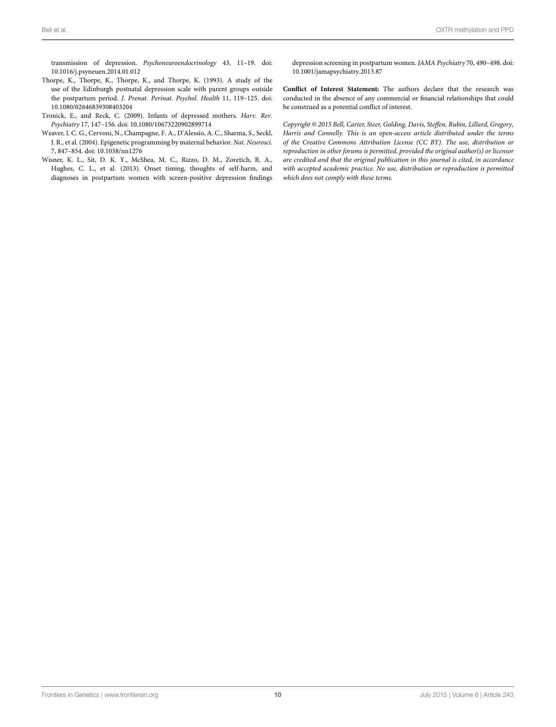transmission of depression. *Psychoneuroendocrinology* 43, 11–19. doi: 10.1016/j.psyneuen.2014.01.012

Thorpe, K., Thorpe, K., Thorpe, K., and Thorpe, K. (1993). A study of the use of the Edinburgh postnatal depression scale with parent groups outside the postpartum period. *J. Prenat. Perinat. Psychol. Health* 11, 119–125. doi: 10.1080/02646839308403204

Tronick, E., and Reck, C. (2009). Infants of depressed mothers. *Harv. Rev. Psychiatry* 17, 147–156. doi: 10.1080/10673220902899714

Weaver, I. C. G., Cervoni, N., Champagne, F. A., D'Alessio, A. C., Sharma, S., Seckl, J. R., et al. (2004). Epigenetic programming by maternal behavior. *Nat. Neurosci.* 7, 847–854. doi: 10.1038/nn1276

Wisner, K. L., Sit, D. K. Y., McShea, M. C., Rizzo, D. M., Zoretich, R. A., Hughes, C. L., et al. (2013). Onset timing, thoughts of self-harm, and diagnoses in postpartum women with screen-positive depression findings depression screening in postpartum women. *JAMA Psychiatry* 70, 490–498. doi: 10.1001/jamapsychiatry.2013.87

**Conflict of Interest Statement:** The authors declare that the research was conducted in the absence of any commercial or financial relationships that could be construed as a potential conflict of interest.

*Copyright © 2015 Bell, Carter, Steer, Golding, Davis, Steffen, Rubin, Lillard, Gregory, Harris and Connelly. This is an open-access article distributed under the terms of the Creative Commons Attribution License (CC BY). The use, distribution or reproduction in other forums is permitted, provided the original author(s) or licensor are credited and that the original publication in this journal is cited, in accordance with accepted academic practice. No use, distribution or reproduction is permitted which does not comply with these terms.*